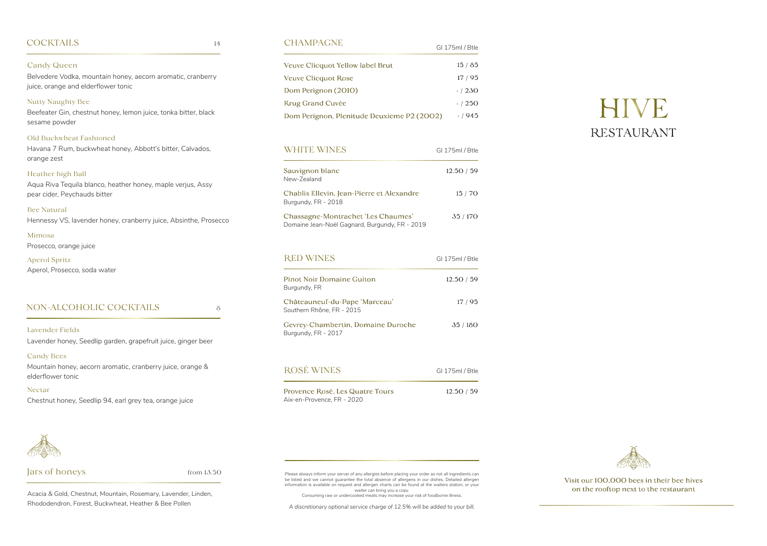## COCKTAILS 14

### Candy Queen
Belvedere Vodka, mountain honey, aecorn aromatic, cranberry juice, orange and elderflower tonic

### Nutty Naughty Bee
Beefeater Gin, chestnut honey, lemon juice, tonka bitter, black sesame powder

### Old Buckwheat Fashioned
Havana 7 Rum, buckwheat honey, Abbott's bitter, Calvados, orange zest

### Heather high Ball
Aqua Riva Tequila blanco, heather honey, maple verjus, Assy pear cider, Peychauds bitter

### Bee Natural
Hennessy VS, lavender honey, cranberry juice, Absinthe, Prosecco

### Mimosa
Prosecco, orange juice

### Aperol Spritz
Aperol, Prosecco, soda water

## NON-ALCOHOLIC COCKTAILS 8

### Lavender Fields
Lavender honey, Seedlip garden, grapefruit juice, ginger beer

### Candy Bees
Mountain honey, aecorn aromatic, cranberry juice, orange & elderflower tonic

### Nectar
Chestnut honey, Seedlip 94, earl grey tea, orange juice

## Jars of honeys from 13.50

Acacia & Gold, Chestnut, Mountain, Rosemary, Lavender, Linden, Rhododendron, Forest, Buckwheat, Heather & Bee Pollen

## CHAMPAGNE

| | Gl 175ml / Btle |
|---|---|
| Veuve Clicquot Yellow label Brut | 15 / 85 |
| Veuve Clicquot Rose | 17 / 95 |
| Dom Perignon (2010) | - / 230 |
| Krug Grand Cuvée | - / 250 |
| Dom Perignon, Plenitude Deuxieme P2 (2002) | - / 945 |

## WHITE WINES

| | Gl 175ml / Btle |
|---|---|
| Sauvignon blanc<br>New-Zealand | 12.50 / 59 |
| Chablis Ellevin, Jean-Pierre et Alexandre<br>Burgundy, FR - 2018 | 15 / 70 |
| Chassagne-Montrachet 'Les Chaumes'<br>Domaine Jean-Noël Gagnard, Burgundy, FR - 2019 | 35 / 170 |

## RED WINES

| | Gl 175ml / Btle |
|---|---|
| Pinot Noir Domaine Guiton<br>Burgundy, FR | 12.50 / 59 |
| Châteauneuf-du-Pape 'Marceau'<br>Southern Rhône, FR - 2015 | 17 / 95 |
| Gevrey-Chambertin, Domaine Duroche<br>Burgundy, FR - 2017 | 35 / 180 |

## ROSÉ WINES

| | Gl 175ml / Btle |
|---|---|
| Provence Rosé, Les Quatre Tours<br>Aix-en-Provence, FR - 2020 | 12.50 / 59 |

Please always inform your server of any allergies before placing your order as not all ingredients can be listed and we cannot guarantee the total absence of allergens in our dishes. Detailed allergen information is available on request and allergen charts can be found at the waiters station, or your waiter can bring you a copy.
Consuming raw or undercooked meats may increase your risk of foodborne illness.

*A discretionary optional service charge of 12.5% will be added to your bill.*

# HIVE
## RESTAURANT

Visit our 100,000 bees in their bee hives on the rooftop next to the restaurant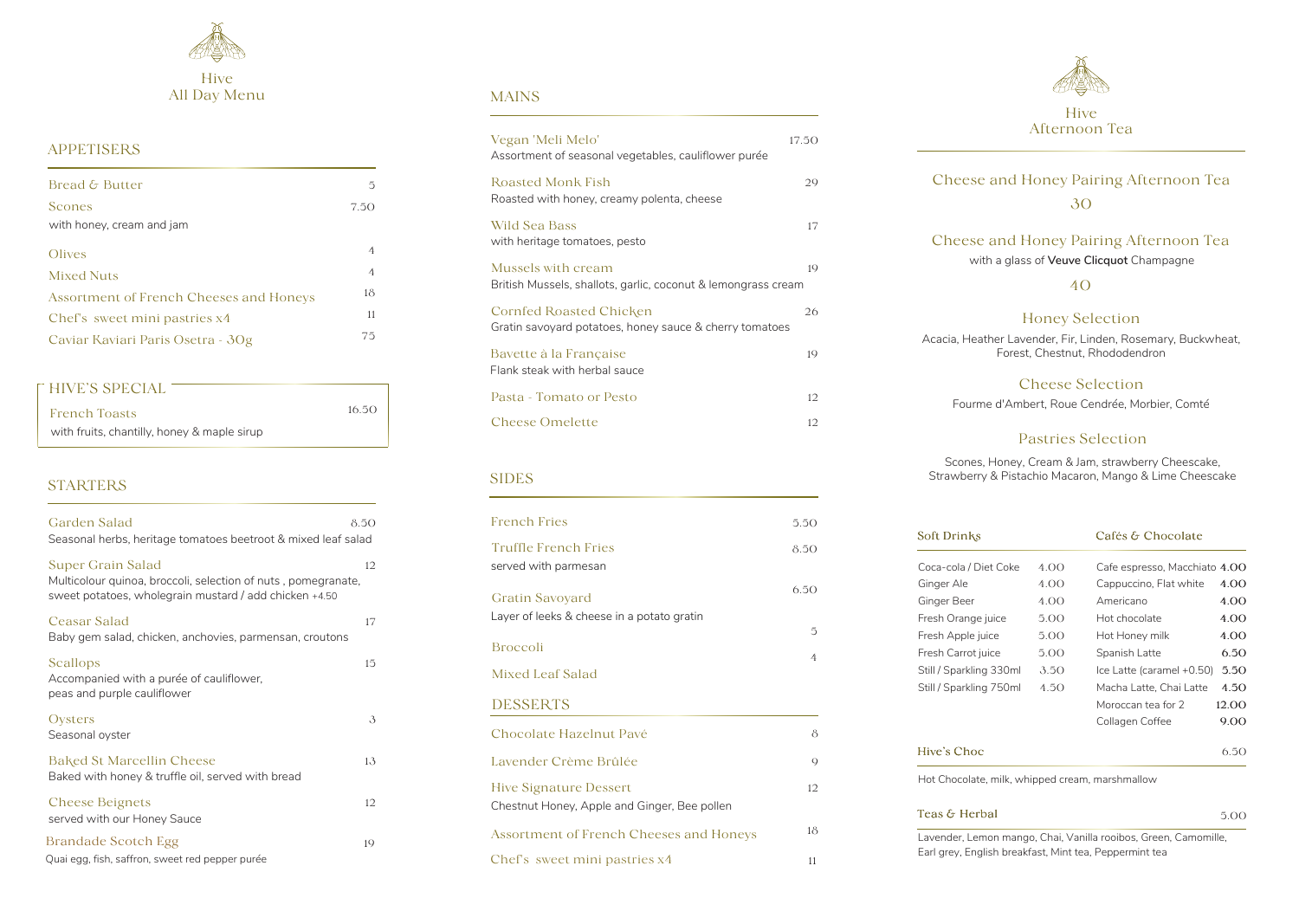# Hive
## All Day Menu

### APPETISERS

| | |
|---|---|
| Bread & Butter | 5 |
| Scones<br>with honey, cream and jam | 7.50 |
| Olives | 4 |
| Mixed Nuts | 4 |
| Assortment of French Cheeses and Honeys | 18 |
| Chef's sweet mini pastries x4 | 11 |
| Caviar Kaviari Paris Osetra - 30g | 75 |

### HIVE'S SPECIAL

| | |
|---|---|
| French Toasts<br>with fruits, chantilly, honey & maple sirup | 16.50 |

### STARTERS

| | |
|---|---|
| Garden Salad<br>Seasonal herbs, heritage tomatoes beetroot & mixed leaf salad | 8.50 |
| Super Grain Salad<br>Multicolour quinoa, broccoli, selection of nuts , pomegranate, sweet potatoes, wholegrain mustard / add chicken +4.50 | 12 |
| Ceasar Salad<br>Baby gem salad, chicken, anchovies, parmensan, croutons | 17 |
| Scallops<br>Accompanied with a purée of cauliflower, peas and purple cauliflower | 15 |
| Oysters<br>Seasonal oyster | 3 |
| Baked St Marcellin Cheese<br>Baked with honey & truffle oil, served with bread | 13 |
| Cheese Beignets<br>served with our Honey Sauce | 12 |
| Brandade Scotch Egg<br>Quai egg, fish, saffron, sweet red pepper purée | 19 |

### MAINS

| | |
|---|---|
| Vegan 'Meli Melo'<br>Assortment of seasonal vegetables, cauliflower purée | 17.50 |
| Roasted Monk Fish<br>Roasted with honey, creamy polenta, cheese | 29 |
| Wild Sea Bass<br>with heritage tomatoes, pesto | 17 |
| Mussels with cream<br>British Mussels, shallots, garlic, coconut & lemongrass cream | 19 |
| Cornfed Roasted Chicken<br>Gratin savoyard potatoes, honey sauce & cherry tomatoes | 26 |
| Bavette à la Française<br>Flank steak with herbal sauce | 19 |
| Pasta - Tomato or Pesto | 12 |
| Cheese Omelette | 12 |

### SIDES

| | |
|---|---|
| French Fries | 5.50 |
| Truffle French Fries<br>served with parmesan | 8.50 |
| Gratin Savoyard<br>Layer of leeks & cheese in a potato gratin | 6.50 |
| Broccoli | 5 |
| Mixed Leaf Salad | 4 |

### DESSERTS

| | |
|---|---|
| Chocolate Hazelnut Pavé | 8 |
| Lavender Crème Brûlée | 9 |
| Hive Signature Dessert<br>Chestnut Honey, Apple and Ginger, Bee pollen | 12 |
| Assortment of French Cheeses and Honeys | 18 |
| Chef's sweet mini pastries x4 | 11 |

# Hive
## Afternoon Tea

### Cheese and Honey Pairing Afternoon Tea

30

### Cheese and Honey Pairing Afternoon Tea

with a glass of **Veuve Clicquot** Champagne

40

### Honey Selection

Acacia, Heather Lavender, Fir, Linden, Rosemary, Buckwheat, Forest, Chestnut, Rhododendron

### Cheese Selection

Fourme d'Ambert, Roue Cendrée, Morbier, Comté

### Pastries Selection

Scones, Honey, Cream & Jam, strawberry Cheescake, Strawberry & Pistachio Macaron, Mango & Lime Cheescake

| Soft Drinks | |
|---|---|
| Coca-cola / Diet Coke | 4.00 |
| Ginger Ale | 4.00 |
| Ginger Beer | 4.00 |
| Fresh Orange juice | 5.00 |
| Fresh Apple juice | 5.00 |
| Fresh Carrot juice | 5.00 |
| Still / Sparkling 330ml | 3.50 |
| Still / Sparkling 750ml | 4.50 |

| Cafés & Chocolate | |
|---|---|
| Cafe espresso, Macchiato | 4.00 |
| Cappuccino, Flat white | 4.00 |
| Americano | 4.00 |
| Hot chocolate | 4.00 |
| Hot Honey milk | 4.00 |
| Spanish Latte | 6.50 |
| Ice Latte (caramel +0.50) | 5.50 |
| Macha Latte, Chai Latte | 4.50 |
| Moroccan tea for 2 | 12.00 |
| Collagen Coffee | 9.00 |

**Hive's Choc** 6.50

Hot Chocolate, milk, whipped cream, marshmallow

**Teas & Herbal** 5.00

Lavender, Lemon mango, Chai, Vanilla rooibos, Green, Camomille, Earl grey, English breakfast, Mint tea, Peppermint tea